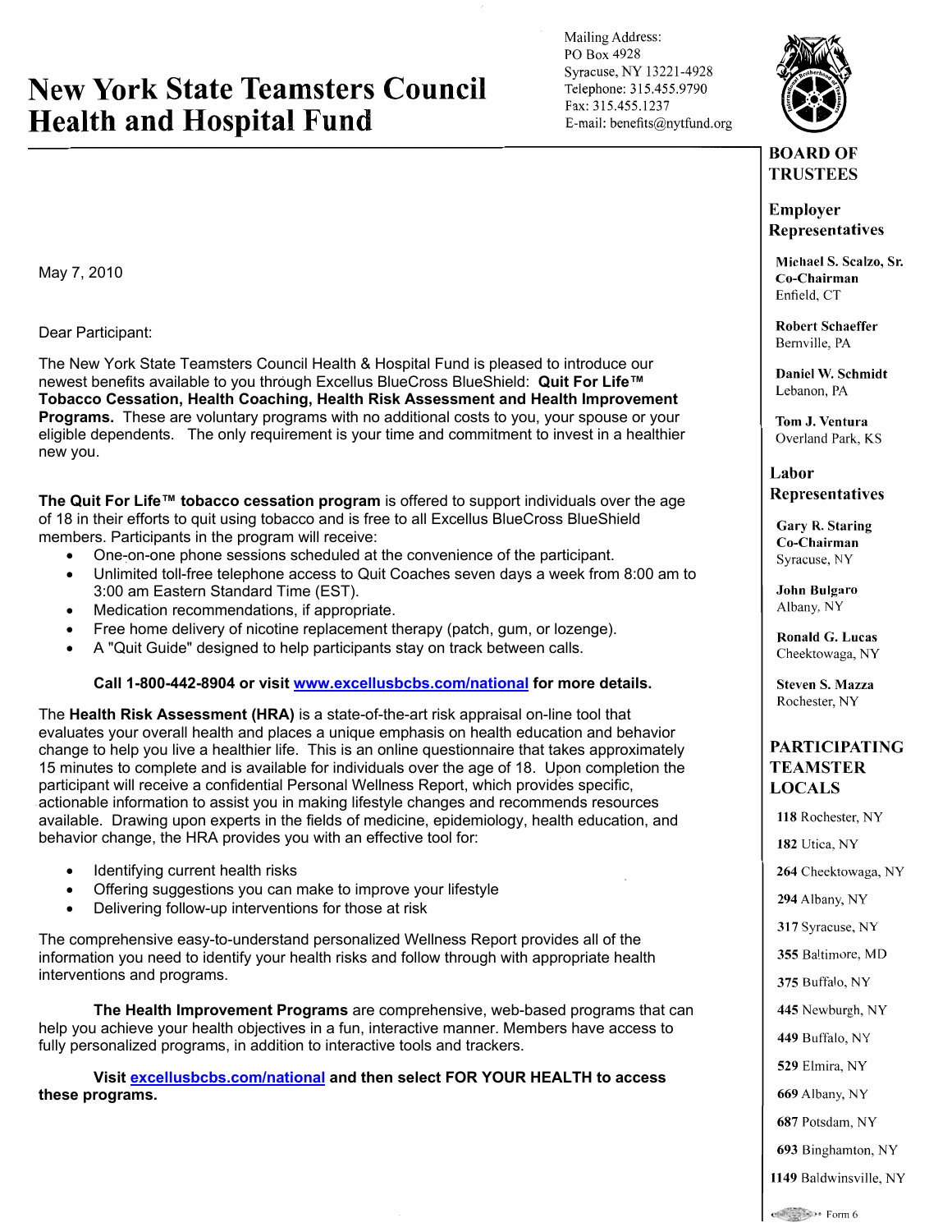# New York State Teamsters Council Health and Hospital Fund

Mailing Address:
PO Box 4928
Syracuse, NY 13221-4928
Telephone: 315.455.9790
Fax: 315.455.1237
E-mail: benefits@nytfund.org

May 7, 2010

Dear Participant:

The New York State Teamsters Council Health & Hospital Fund is pleased to introduce our newest benefits available to you through Excellus BlueCross BlueShield: **Quit For Life™ Tobacco Cessation, Health Coaching, Health Risk Assessment and Health Improvement Programs.** These are voluntary programs with no additional costs to you, your spouse or your eligible dependents. The only requirement is your time and commitment to invest in a healthier new you.

**The Quit For Life™ tobacco cessation program** is offered to support individuals over the age of 18 in their efforts to quit using tobacco and is free to all Excellus BlueCross BlueShield members. Participants in the program will receive:

- One-on-one phone sessions scheduled at the convenience of the participant.
- Unlimited toll-free telephone access to Quit Coaches seven days a week from 8:00 am to 3:00 am Eastern Standard Time (EST).
- Medication recommendations, if appropriate.
- Free home delivery of nicotine replacement therapy (patch, gum, or lozenge).
- A "Quit Guide" designed to help participants stay on track between calls.

**Call 1-800-442-8904 or visit [www.excellusbcbs.com/national](www.excellusbcbs.com/national) for more details.**

The **Health Risk Assessment (HRA)** is a state-of-the-art risk appraisal on-line tool that evaluates your overall health and places a unique emphasis on health education and behavior change to help you live a healthier life. This is an online questionnaire that takes approximately 15 minutes to complete and is available for individuals over the age of 18. Upon completion the participant will receive a confidential Personal Wellness Report, which provides specific, actionable information to assist you in making lifestyle changes and recommends resources available. Drawing upon experts in the fields of medicine, epidemiology, health education, and behavior change, the HRA provides you with an effective tool for:

- Identifying current health risks
- Offering suggestions you can make to improve your lifestyle
- Delivering follow-up interventions for those at risk

The comprehensive easy-to-understand personalized Wellness Report provides all of the information you need to identify your health risks and follow through with appropriate health interventions and programs.

**The Health Improvement Programs** are comprehensive, web-based programs that can help you achieve your health objectives in a fun, interactive manner. Members have access to fully personalized programs, in addition to interactive tools and trackers.

**Visit [excellusbcbs.com/national](excellusbcbs.com/national) and then select FOR YOUR HEALTH to access these programs.**

---

## BOARD OF TRUSTEES

### Employer Representatives

**Michael S. Scalzo, Sr.**
**Co-Chairman**
Enfield, CT

**Robert Schaeffer**
Bernville, PA

**Daniel W. Schmidt**
Lebanon, PA

**Tom J. Ventura**
Overland Park, KS

### Labor Representatives

**Gary R. Staring**
**Co-Chairman**
Syracuse, NY

**John Bulgaro**
Albany, NY

**Ronald G. Lucas**
Cheektowaga, NY

**Steven S. Mazza**
Rochester, NY

## PARTICIPATING TEAMSTER LOCALS

**118** Rochester, NY

**182** Utica, NY

**264** Cheektowaga, NY

**294** Albany, NY

**317** Syracuse, NY

**355** Baltimore, MD

**375** Buffalo, NY

**445** Newburgh, NY

**449** Buffalo, NY

**529** Elmira, NY

**669** Albany, NY

**687** Potsdam, NY

**693** Binghamton, NY

**1149** Baldwinsville, NY

Form 6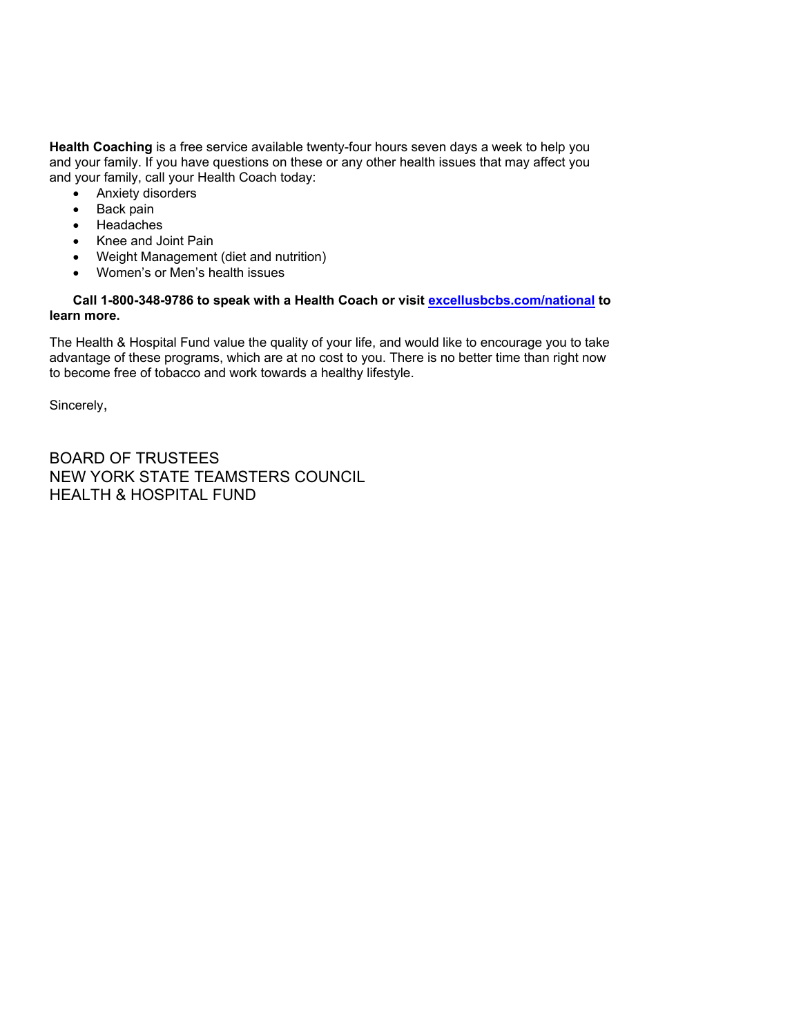**Health Coaching** is a free service available twenty-four hours seven days a week to help you and your family. If you have questions on these or any other health issues that may affect you and your family, call your Health Coach today:

- Anxiety disorders
- Back pain
- Headaches
- Knee and Joint Pain
- Weight Management (diet and nutrition)
- Women's or Men's health issues

**Call 1-800-348-9786 to speak with a Health Coach or visit [excellusbcbs.com/national](excellusbcbs.com/national) to learn more.**

The Health & Hospital Fund value the quality of your life, and would like to encourage you to take advantage of these programs, which are at no cost to you. There is no better time than right now to become free of tobacco and work towards a healthy lifestyle.

Sincerely,

BOARD OF TRUSTEES
NEW YORK STATE TEAMSTERS COUNCIL
HEALTH & HOSPITAL FUND